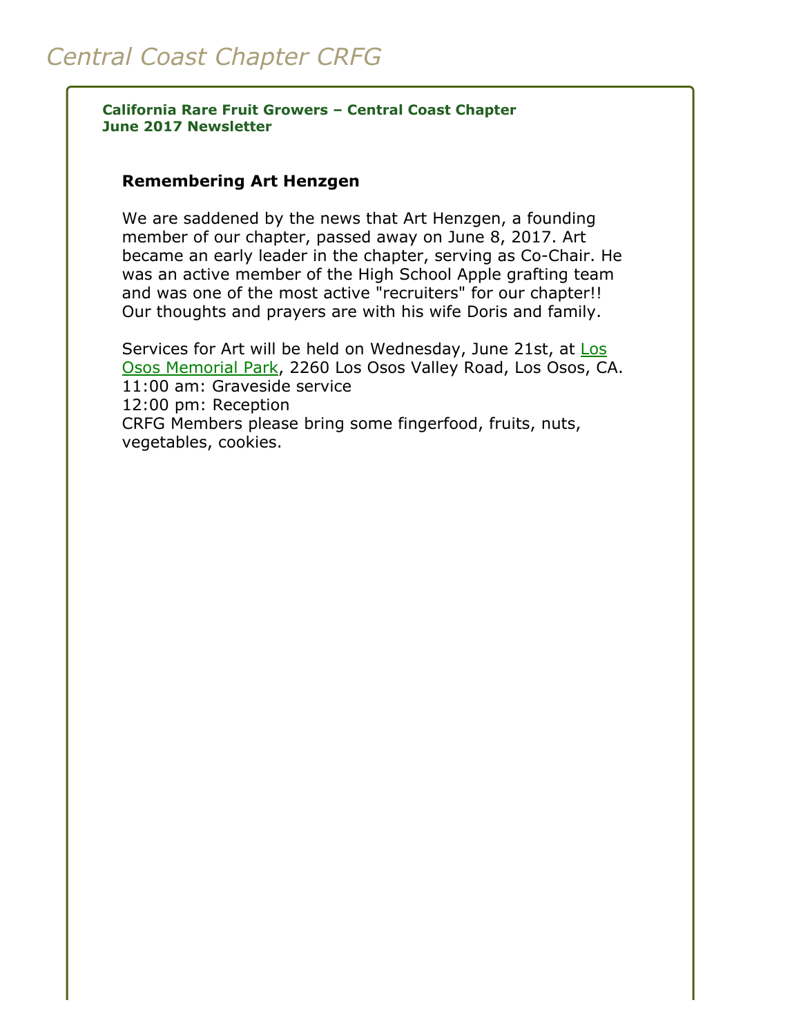# Central Coast Chapter CRFG

**California Rare Fruit Growers – Central Coast Chapter**
**June 2017 Newsletter**

### Remembering Art Henzgen

We are saddened by the news that Art Henzgen, a founding member of our chapter, passed away on June 8, 2017. Art became an early leader in the chapter, serving as Co-Chair. He was an active member of the High School Apple grafting team and was one of the most active "recruiters" for our chapter!! Our thoughts and prayers are with his wife Doris and family.

Services for Art will be held on Wednesday, June 21st, at Los Osos Memorial Park, 2260 Los Osos Valley Road, Los Osos, CA.
11:00 am: Graveside service
12:00 pm: Reception
CRFG Members please bring some fingerfood, fruits, nuts, vegetables, cookies.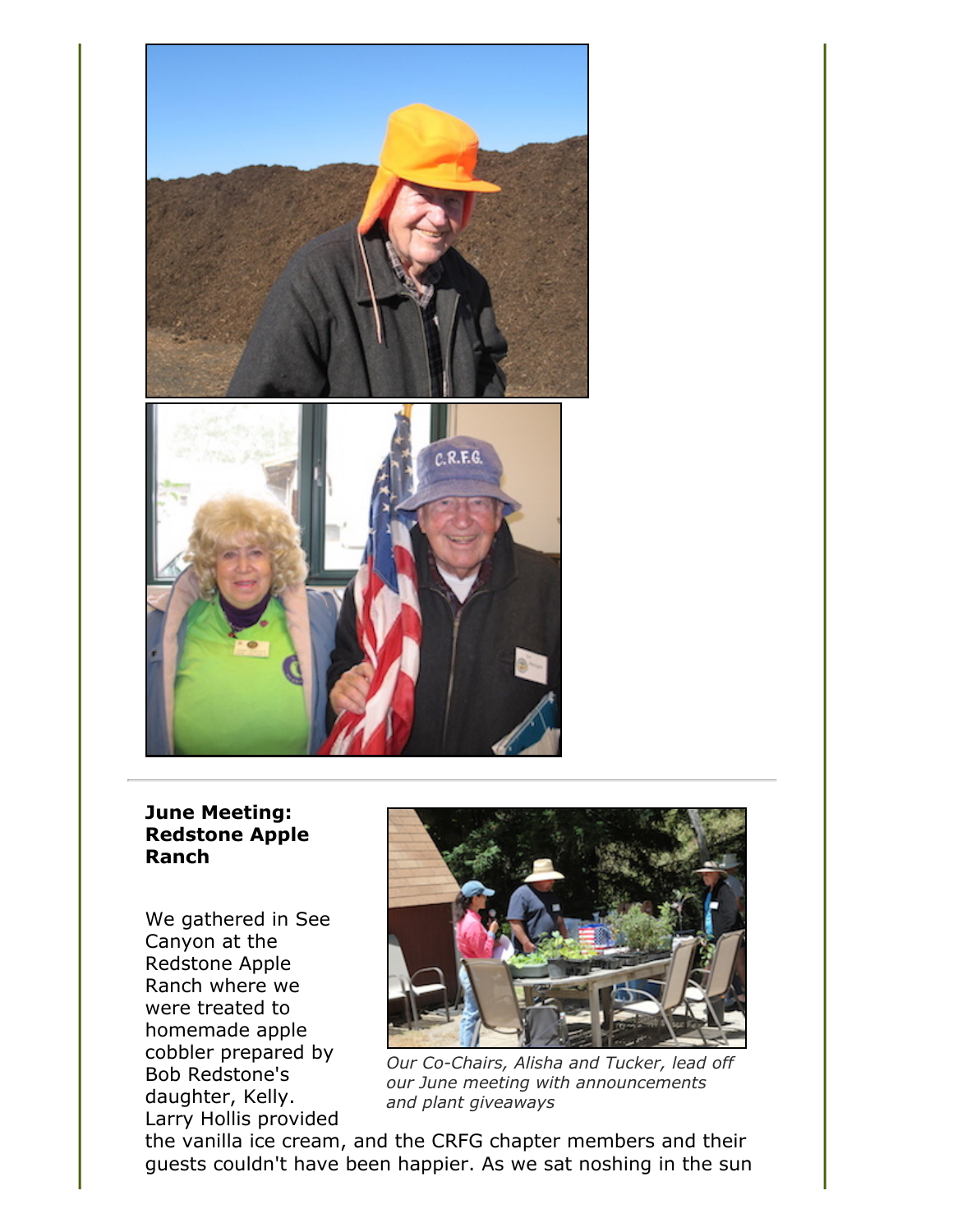**June Meeting: Redstone Apple Ranch**

*Our Co-Chairs, Alisha and Tucker, lead off our June meeting with announcements and plant giveaways*

We gathered in See Canyon at the Redstone Apple Ranch where we were treated to homemade apple cobbler prepared by Bob Redstone's daughter, Kelly. Larry Hollis provided the vanilla ice cream, and the CRFG chapter members and their guests couldn't have been happier. As we sat noshing in the sun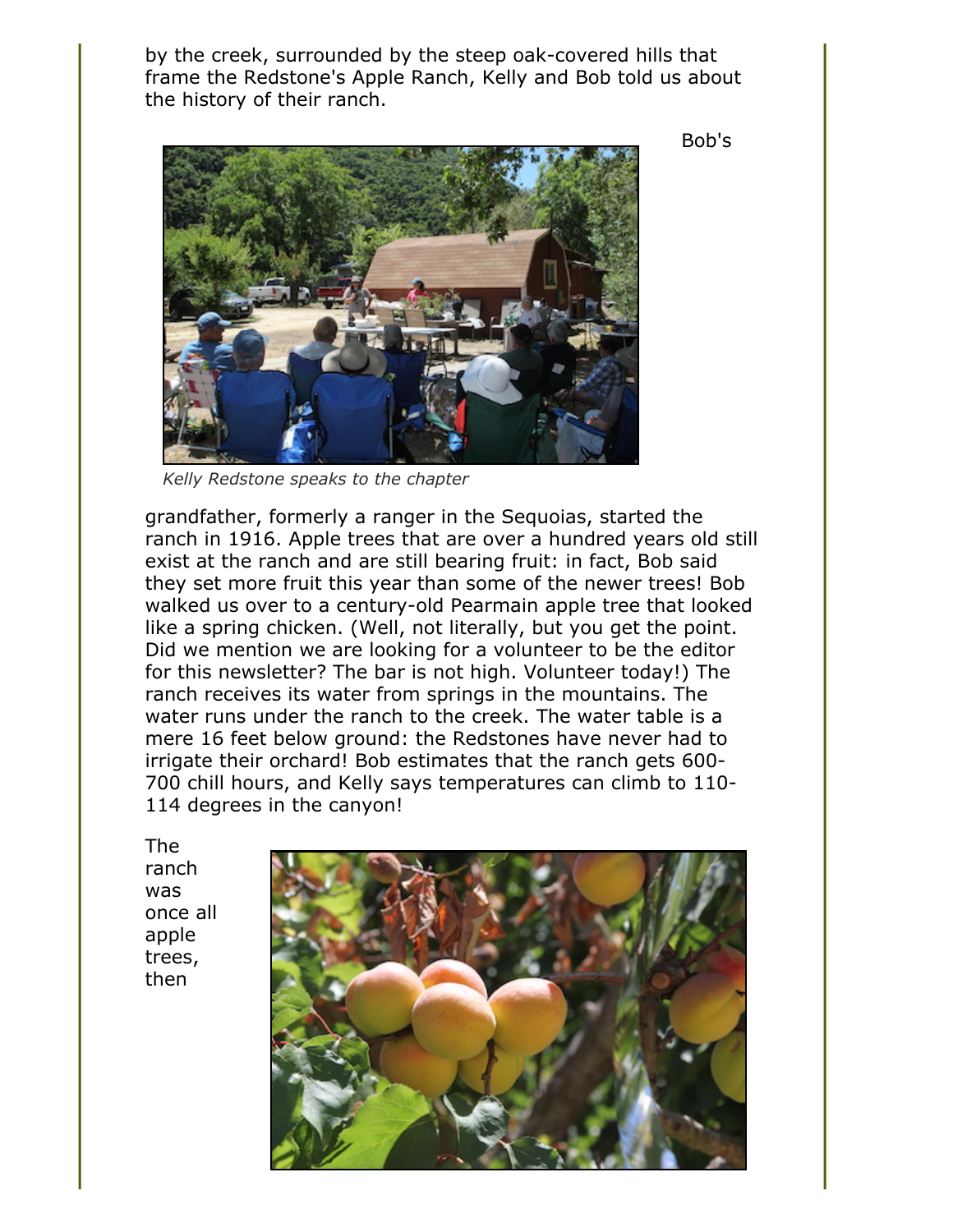by the creek, surrounded by the steep oak-covered hills that frame the Redstone's Apple Ranch, Kelly and Bob told us about the history of their ranch.

*Kelly Redstone speaks to the chapter*

Bob's grandfather, formerly a ranger in the Sequoias, started the ranch in 1916. Apple trees that are over a hundred years old still exist at the ranch and are still bearing fruit: in fact, Bob said they set more fruit this year than some of the newer trees! Bob walked us over to a century-old Pearmain apple tree that looked like a spring chicken. (Well, not literally, but you get the point. Did we mention we are looking for a volunteer to be the editor for this newsletter? The bar is not high. Volunteer today!) The ranch receives its water from springs in the mountains. The water runs under the ranch to the creek. The water table is a mere 16 feet below ground: the Redstones have never had to irrigate their orchard! Bob estimates that the ranch gets 600-700 chill hours, and Kelly says temperatures can climb to 110-114 degrees in the canyon!

The ranch was once all apple trees, then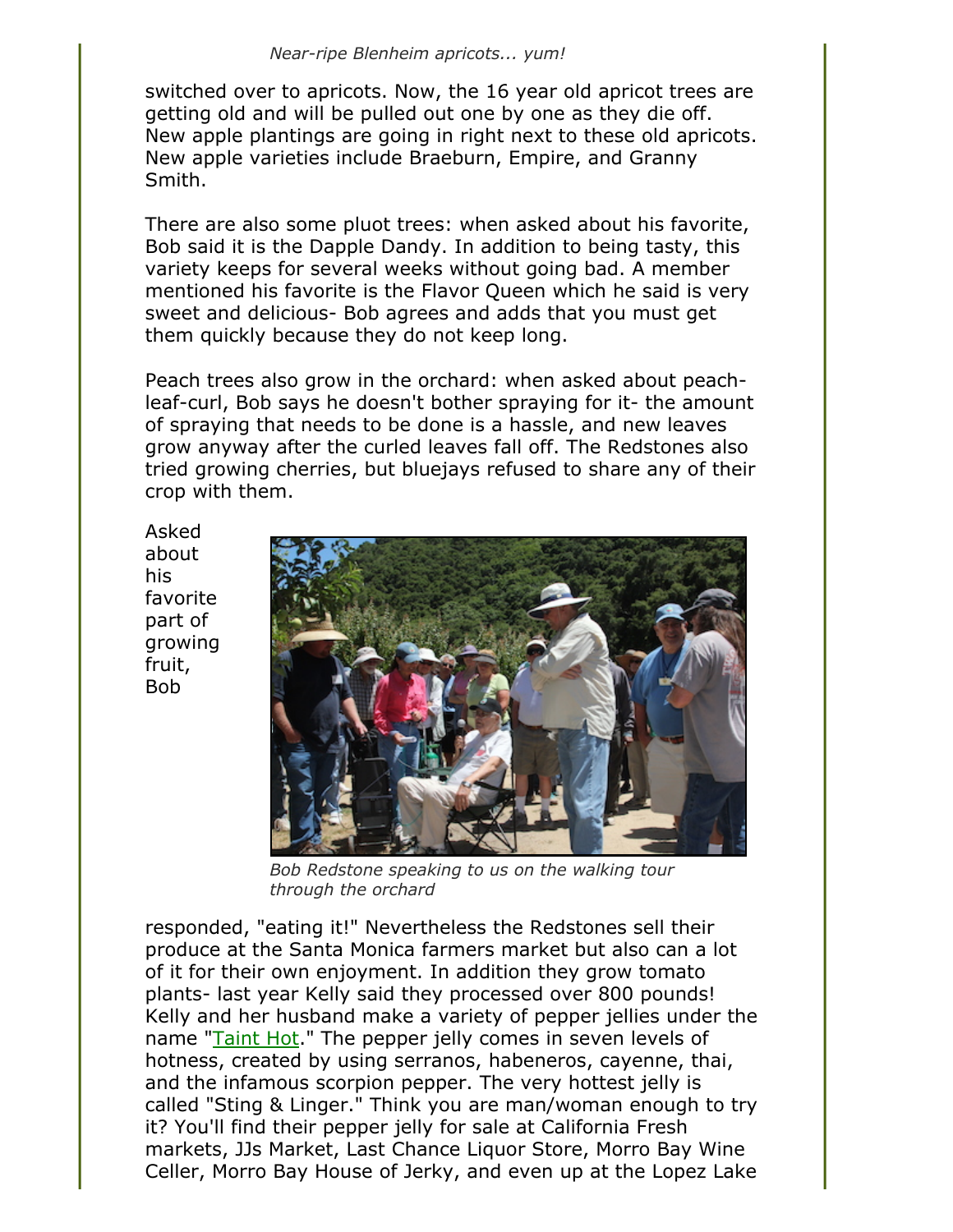*Near-ripe Blenheim apricots... yum!*

switched over to apricots. Now, the 16 year old apricot trees are getting old and will be pulled out one by one as they die off. New apple plantings are going in right next to these old apricots. New apple varieties include Braeburn, Empire, and Granny Smith.

There are also some pluot trees: when asked about his favorite, Bob said it is the Dapple Dandy. In addition to being tasty, this variety keeps for several weeks without going bad. A member mentioned his favorite is the Flavor Queen which he said is very sweet and delicious- Bob agrees and adds that you must get them quickly because they do not keep long.

Peach trees also grow in the orchard: when asked about peach-leaf-curl, Bob says he doesn't bother spraying for it- the amount of spraying that needs to be done is a hassle, and new leaves grow anyway after the curled leaves fall off. The Redstones also tried growing cherries, but bluejays refused to share any of their crop with them.

Asked about his favorite part of growing fruit, Bob responded, "eating it!" Nevertheless the Redstones sell their produce at the Santa Monica farmers market but also can a lot of it for their own enjoyment. In addition they grow tomato plants- last year Kelly said they processed over 800 pounds! Kelly and her husband make a variety of pepper jellies under the name "Taint Hot." The pepper jelly comes in seven levels of hotness, created by using serranos, habeneros, cayenne, thai, and the infamous scorpion pepper. The very hottest jelly is called "Sting & Linger." Think you are man/woman enough to try it? You'll find their pepper jelly for sale at California Fresh markets, JJs Market, Last Chance Liquor Store, Morro Bay Wine Celler, Morro Bay House of Jerky, and even up at the Lopez Lake

*Bob Redstone speaking to us on the walking tour through the orchard*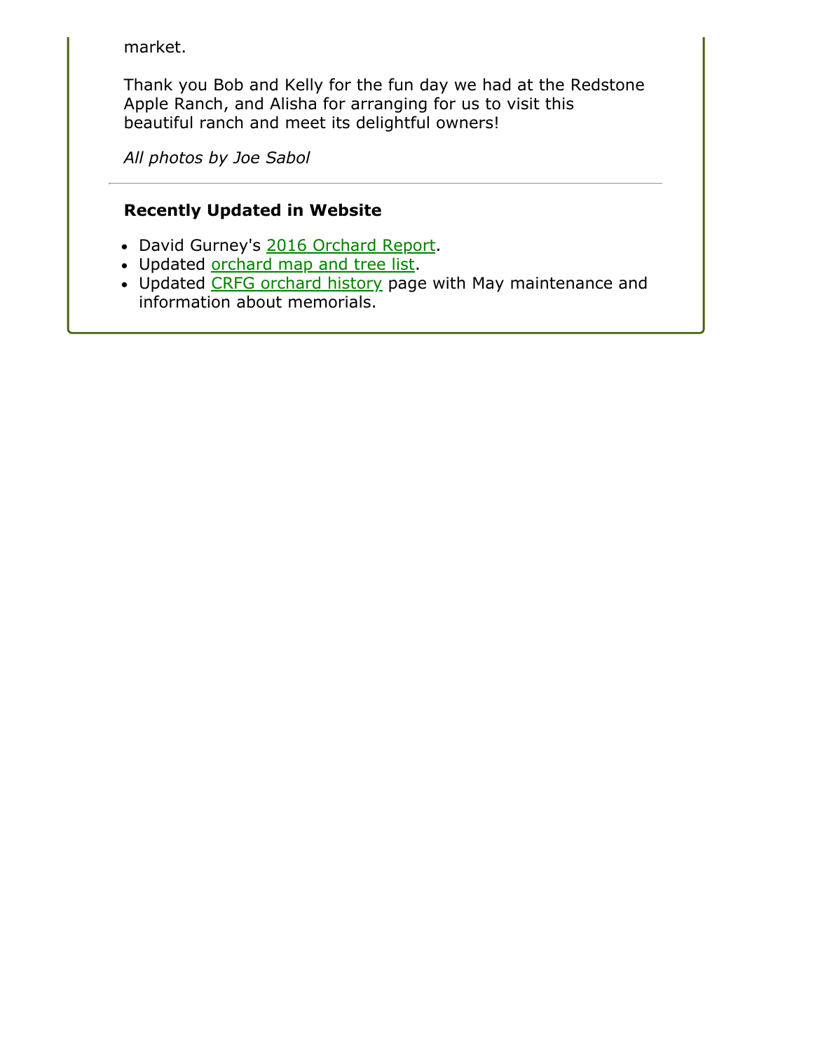market.

Thank you Bob and Kelly for the fun day we had at the Redstone Apple Ranch, and Alisha for arranging for us to visit this beautiful ranch and meet its delightful owners!

*All photos by Joe Sabol*

---

### Recently Updated in Website

- David Gurney's 2016 Orchard Report.
- Updated orchard map and tree list.
- Updated CRFG orchard history page with May maintenance and information about memorials.